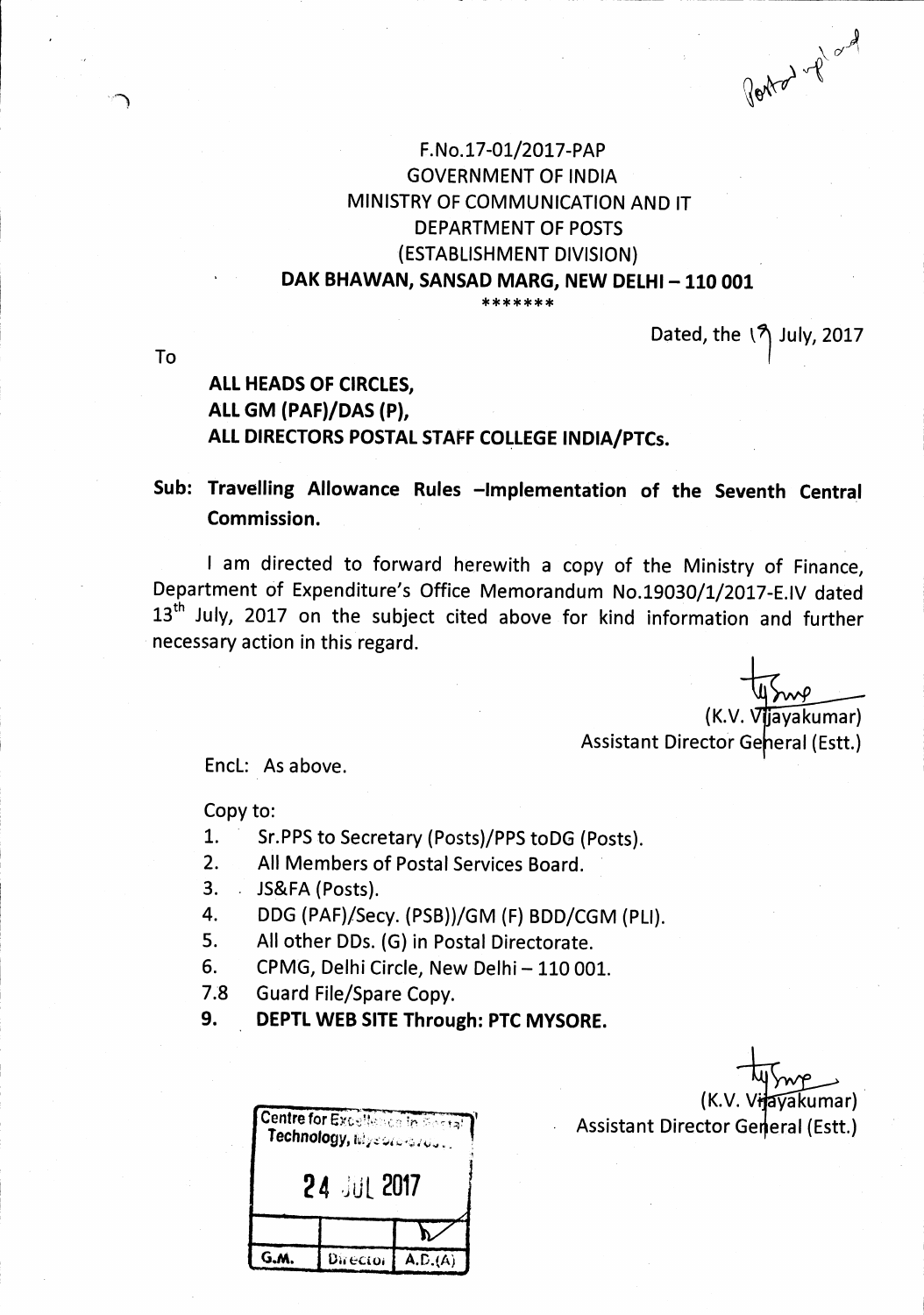Postal upload

F.No.17-01/2017-PAP
GOVERNMENT OF INDIA
MINISTRY OF COMMUNICATION AND IT
DEPARTMENT OF POSTS
(ESTABLISHMENT DIVISION)
**DAK BHAWAN, SANSAD MARG, NEW DELHI – 110 001**

*******

Dated, the 17 July, 2017

To

**ALL HEADS OF CIRCLES,**
**ALL GM (PAF)/DAS (P),**
**ALL DIRECTORS POSTAL STAFF COLLEGE INDIA/PTCs.**

**Sub: Travelling Allowance Rules –Implementation of the Seventh Central Commission.**

I am directed to forward herewith a copy of the Ministry of Finance, Department of Expenditure's Office Memorandum No.19030/1/2017-E.IV dated 13th July, 2017 on the subject cited above for kind information and further necessary action in this regard.

(K.V. Vijayakumar)
Assistant Director General (Estt.)

EncL: As above.

Copy to:

1. Sr.PPS to Secretary (Posts)/PPS toDG (Posts).
2. All Members of Postal Services Board.
3. JS&FA (Posts).
4. DDG (PAF)/Secy. (PSB))/GM (F) BDD/CGM (PLI).
5. All other DDs. (G) in Postal Directorate.
6. CPMG, Delhi Circle, New Delhi – 110 001.

7.8 Guard File/Spare Copy.

9. **DEPTL WEB SITE Through: PTC MYSORE.**

(K.V. Vijayakumar)
Assistant Director General (Estt.)

| Centre for Excellence in Postal Technology, Mysore | | |
|---|---|---|
| 24 JUL 2017 | | |
| | | |
| G.M. | Director | A.D.(A) |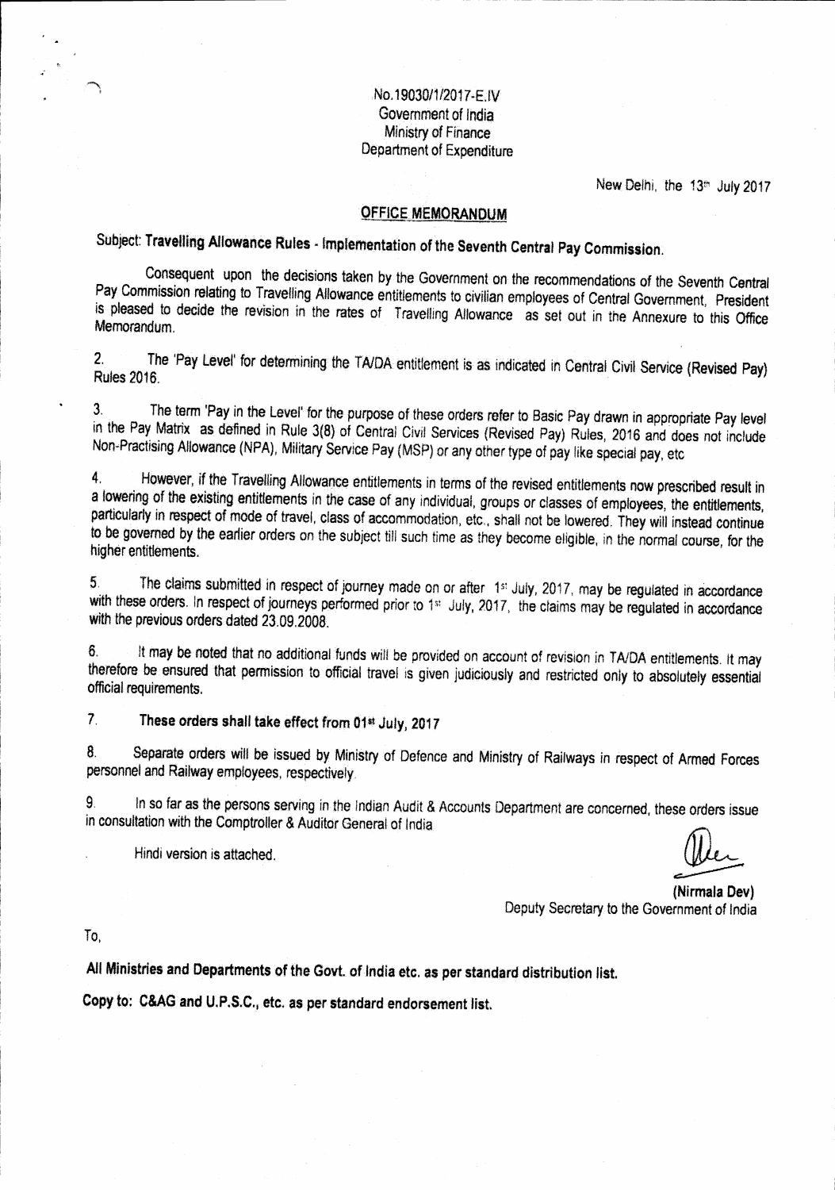No.19030/1/2017-E.IV
Government of India
Ministry of Finance
Department of Expenditure

New Delhi, the 13th July 2017

## OFFICE MEMORANDUM

**Subject: Travelling Allowance Rules - Implementation of the Seventh Central Pay Commission.**

Consequent upon the decisions taken by the Government on the recommendations of the Seventh Central Pay Commission relating to Travelling Allowance entitlements to civilian employees of Central Government, President is pleased to decide the revision in the rates of Travelling Allowance as set out in the Annexure to this Office Memorandum.

2. The 'Pay Level' for determining the TA/DA entitlement is as indicated in Central Civil Service (Revised Pay) Rules 2016.

3. The term 'Pay in the Level' for the purpose of these orders refer to Basic Pay drawn in appropriate Pay level in the Pay Matrix as defined in Rule 3(8) of Central Civil Services (Revised Pay) Rules, 2016 and does not include Non-Practising Allowance (NPA), Military Service Pay (MSP) or any other type of pay like special pay, etc

4. However, if the Travelling Allowance entitlements in terms of the revised entitlements now prescribed result in a lowering of the existing entitlements in the case of any individual, groups or classes of employees, the entitlements, particularly in respect of mode of travel, class of accommodation, etc., shall not be lowered. They will instead continue to be governed by the earlier orders on the subject till such time as they become eligible, in the normal course, for the higher entitlements.

5. The claims submitted in respect of journey made on or after 1st July, 2017, may be regulated in accordance with these orders. In respect of journeys performed prior to 1st July, 2017, the claims may be regulated in accordance with the previous orders dated 23.09.2008.

6. It may be noted that no additional funds will be provided on account of revision in TA/DA entitlements. It may therefore be ensured that permission to official travel is given judiciously and restricted only to absolutely essential official requirements.

7. **These orders shall take effect from 01st July, 2017**

8. Separate orders will be issued by Ministry of Defence and Ministry of Railways in respect of Armed Forces personnel and Railway employees, respectively.

9. In so far as the persons serving in the Indian Audit & Accounts Department are concerned, these orders issue in consultation with the Comptroller & Auditor General of India

Hindi version is attached.

**(Nirmala Dev)**
Deputy Secretary to the Government of India

To,

**All Ministries and Departments of the Govt. of India etc. as per standard distribution list.**

**Copy to: C&AG and U.P.S.C., etc. as per standard endorsement list.**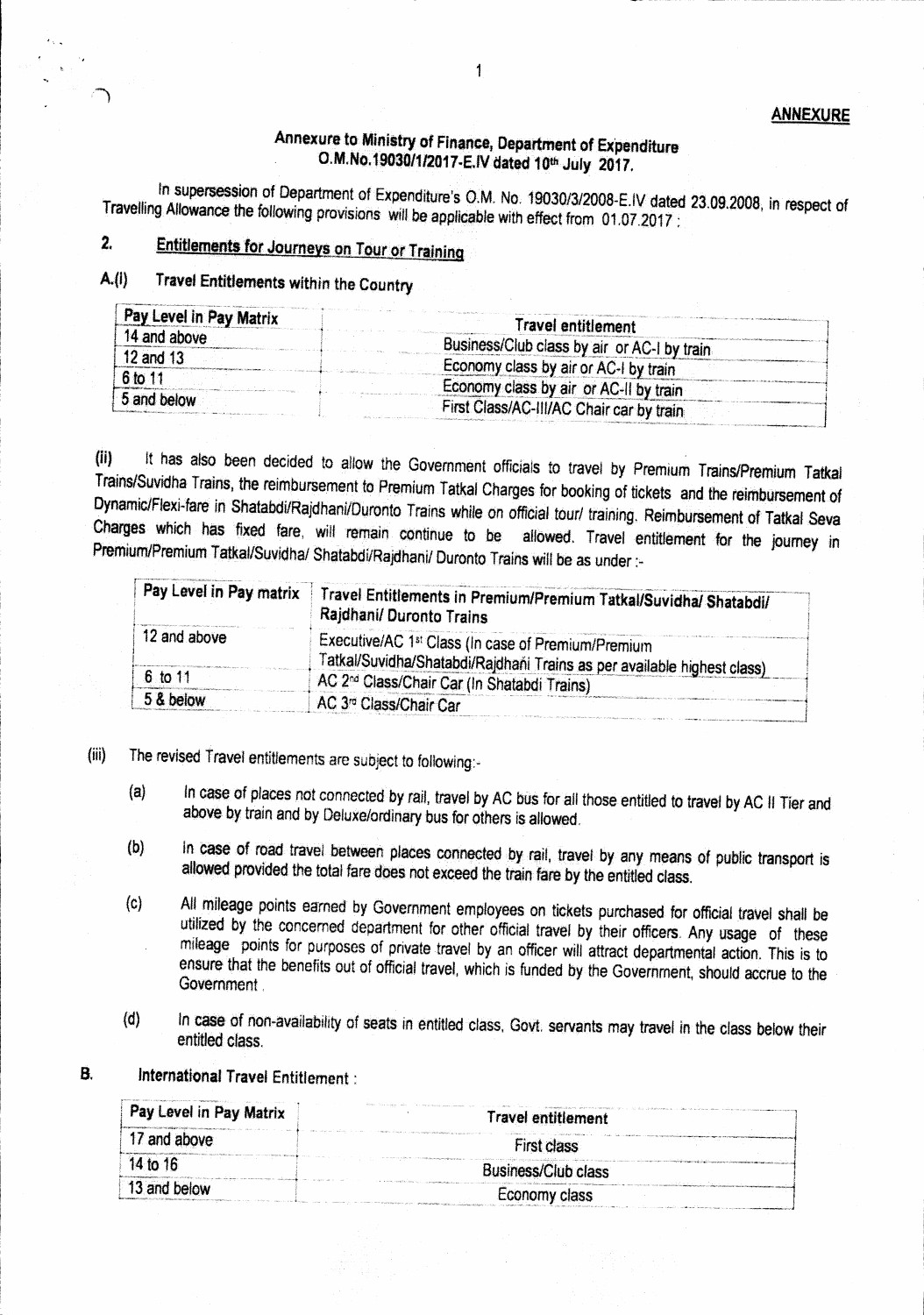**ANNEXURE**

# Annexure to Ministry of Finance, Department of Expenditure O.M.No.19030/1/2017-E.IV dated 10th July 2017.

In supersession of Department of Expenditure's O.M. No. 19030/3/2008-E.IV dated 23.09.2008, in respect of Travelling Allowance the following provisions will be applicable with effect from 01.07.2017 :

## 2. Entitlements for Journeys on Tour or Training

### A.(i) Travel Entitlements within the Country

| Pay Level in Pay Matrix | Travel entitlement |
|---|---|
| 14 and above | Business/Club class by air or AC-I by train |
| 12 and 13 | Economy class by air or AC-I by train |
| 6 to 11 | Economy class by air or AC-II by train |
| 5 and below | First Class/AC-III/AC Chair car by train |

(ii) It has also been decided to allow the Government officials to travel by Premium Trains/Premium Tatkal Trains/Suvidha Trains, the reimbursement to Premium Tatkal Charges for booking of tickets and the reimbursement of Dynamic/Flexi-fare in Shatabdi/Rajdhani/Duronto Trains while on official tour/ training. Reimbursement of Tatkal Seva Charges which has fixed fare, will remain continue to be allowed. Travel entitlement for the journey in Premium/Premium Tatkal/Suvidha/ Shatabdi/Rajdhani/ Duronto Trains will be as under :-

| Pay Level in Pay matrix | Travel Entitlements in Premium/Premium Tatkal/Suvidha/ Shatabdi/ Rajdhani/ Duronto Trains |
|---|---|
| 12 and above | Executive/AC 1st Class (In case of Premium/Premium Tatkal/Suvidha/Shatabdi/Rajdhani Trains as per available highest class) |
| 6 to 11 | AC 2nd Class/Chair Car (In Shatabdi Trains) |
| 5 & below | AC 3rd Class/Chair Car |

(iii) The revised Travel entitlements are subject to following:-

(a) In case of places not connected by rail, travel by AC bus for all those entitled to travel by AC II Tier and above by train and by Deluxe/ordinary bus for others is allowed.

(b) In case of road travel between places connected by rail, travel by any means of public transport is allowed provided the total fare does not exceed the train fare by the entitled class.

(c) All mileage points earned by Government employees on tickets purchased for official travel shall be utilized by the concerned department for other official travel by their officers. Any usage of these mileage points for purposes of private travel by an officer will attract departmental action. This is to ensure that the benefits out of official travel, which is funded by the Government, should accrue to the Government.

(d) In case of non-availability of seats in entitled class, Govt. servants may travel in the class below their entitled class.

### B. International Travel Entitlement :

| Pay Level in Pay Matrix | Travel entitlement |
|---|---|
| 17 and above | First class |
| 14 to 16 | Business/Club class |
| 13 and below | Economy class |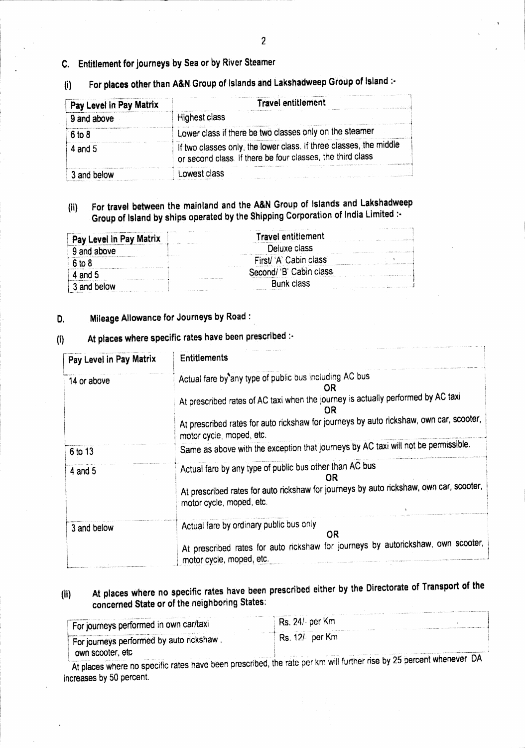### C. Entitlement for journeys by Sea or by River Steamer

**(i) For places other than A&N Group of Islands and Lakshadweep Group of Island :-**

| Pay Level in Pay Matrix | Travel entitlement |
|---|---|
| 9 and above | Highest class |
| 6 to 8 | Lower class if there be two classes only on the steamer |
| 4 and 5 | If two classes only, the lower class. If three classes, the middle or second class. If there be four classes, the third class |
| 3 and below | Lowest class |

**(ii) For travel between the mainland and the A&N Group of Islands and Lakshadweep Group of Island by ships operated by the Shipping Corporation of India Limited :-**

| Pay Level in Pay Matrix | Travel entitlement |
|---|---|
| 9 and above | Deluxe class |
| 6 to 8 | First/ 'A' Cabin class |
| 4 and 5 | Second/ 'B' Cabin class |
| 3 and below | Bunk class |

### D. Mileage Allowance for Journeys by Road :

**(i) At places where specific rates have been prescribed :-**

| Pay Level in Pay Matrix | Entitlements |
|---|---|
| 14 or above | Actual fare by any type of public bus including AC bus<br>OR<br>At prescribed rates of AC taxi when the journey is actually performed by AC taxi<br>OR<br>At prescribed rates for auto rickshaw for journeys by auto rickshaw, own car, scooter, motor cycle, moped, etc. |
| 6 to 13 | Same as above with the exception that journeys by AC taxi will not be permissible. |
| 4 and 5 | Actual fare by any type of public bus other than AC bus<br>OR<br>At prescribed rates for auto rickshaw for journeys by auto rickshaw, own car, scooter, motor cycle, moped, etc. |
| 3 and below | Actual fare by ordinary public bus only<br>OR<br>At prescribed rates for auto rickshaw for journeys by autorickshaw, own scooter, motor cycle, moped, etc. |

**(ii) At places where no specific rates have been prescribed either by the Directorate of Transport of the concerned State or of the neighboring States:**

| | |
|---|---|
| For journeys performed in own car/taxi | Rs. 24/- per Km |
| For journeys performed by auto rickshaw, own scooter, etc | Rs. 12/- per Km |

At places where no specific rates have been prescribed, the rate per km will further rise by 25 percent whenever DA increases by 50 percent.